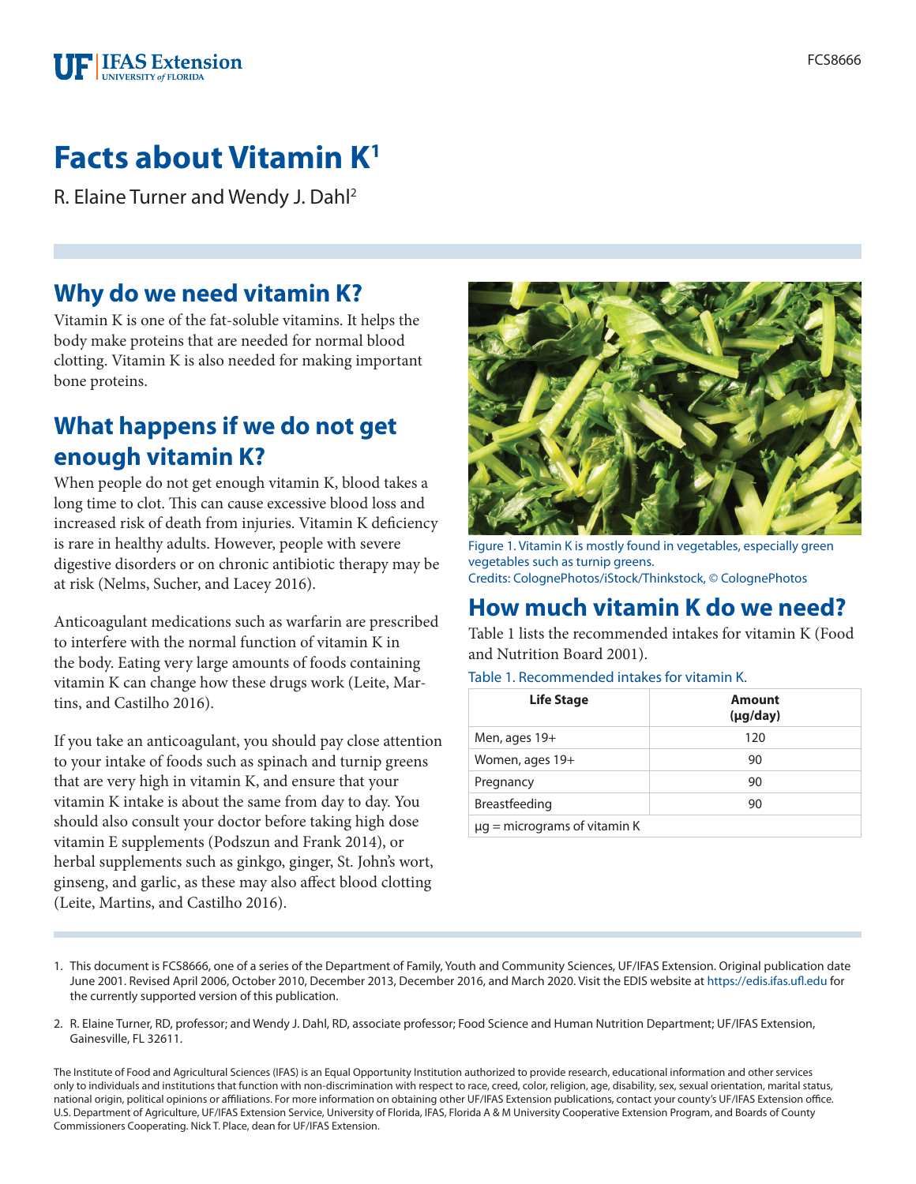# Facts about Vitamin K[1]

R. Elaine Turner and Wendy J. Dahl[2]

## Why do we need vitamin K?

Vitamin K is one of the fat-soluble vitamins. It helps the body make proteins that are needed for normal blood clotting. Vitamin K is also needed for making important bone proteins.

## What happens if we do not get enough vitamin K?

When people do not get enough vitamin K, blood takes a long time to clot. This can cause excessive blood loss and increased risk of death from injuries. Vitamin K deficiency is rare in healthy adults. However, people with severe digestive disorders or on chronic antibiotic therapy may be at risk (Nelms, Sucher, and Lacey 2016).

Anticoagulant medications such as warfarin are prescribed to interfere with the normal function of vitamin K in the body. Eating very large amounts of foods containing vitamin K can change how these drugs work (Leite, Martins, and Castilho 2016).

If you take an anticoagulant, you should pay close attention to your intake of foods such as spinach and turnip greens that are very high in vitamin K, and ensure that your vitamin K intake is about the same from day to day. You should also consult your doctor before taking high dose vitamin E supplements (Podszun and Frank 2014), or herbal supplements such as ginkgo, ginger, St. John's wort, ginseng, and garlic, as these may also affect blood clotting (Leite, Martins, and Castilho 2016).

Figure 1. Vitamin K is mostly found in vegetables, especially green vegetables such as turnip greens.
Credits: ColognePhotos/iStock/Thinkstock, © ColognePhotos

## How much vitamin K do we need?

Table 1 lists the recommended intakes for vitamin K (Food and Nutrition Board 2001).

Table 1. Recommended intakes for vitamin K.

| Life Stage | Amount (µg/day) |
|---|---|
| Men, ages 19+ | 120 |
| Women, ages 19+ | 90 |
| Pregnancy | 90 |
| Breastfeeding | 90 |
| µg = micrograms of vitamin K | |

1. This document is FCS8666, one of a series of the Department of Family, Youth and Community Sciences, UF/IFAS Extension. Original publication date June 2001. Revised April 2006, October 2010, December 2013, December 2016, and March 2020. Visit the EDIS website at https://edis.ifas.ufl.edu for the currently supported version of this publication.

2. R. Elaine Turner, RD, professor; and Wendy J. Dahl, RD, associate professor; Food Science and Human Nutrition Department; UF/IFAS Extension, Gainesville, FL 32611.

The Institute of Food and Agricultural Sciences (IFAS) is an Equal Opportunity Institution authorized to provide research, educational information and other services only to individuals and institutions that function with non-discrimination with respect to race, creed, color, religion, age, disability, sex, sexual orientation, marital status, national origin, political opinions or affiliations. For more information on obtaining other UF/IFAS Extension publications, contact your county's UF/IFAS Extension office. U.S. Department of Agriculture, UF/IFAS Extension Service, University of Florida, IFAS, Florida A & M University Cooperative Extension Program, and Boards of County Commissioners Cooperating. Nick T. Place, dean for UF/IFAS Extension.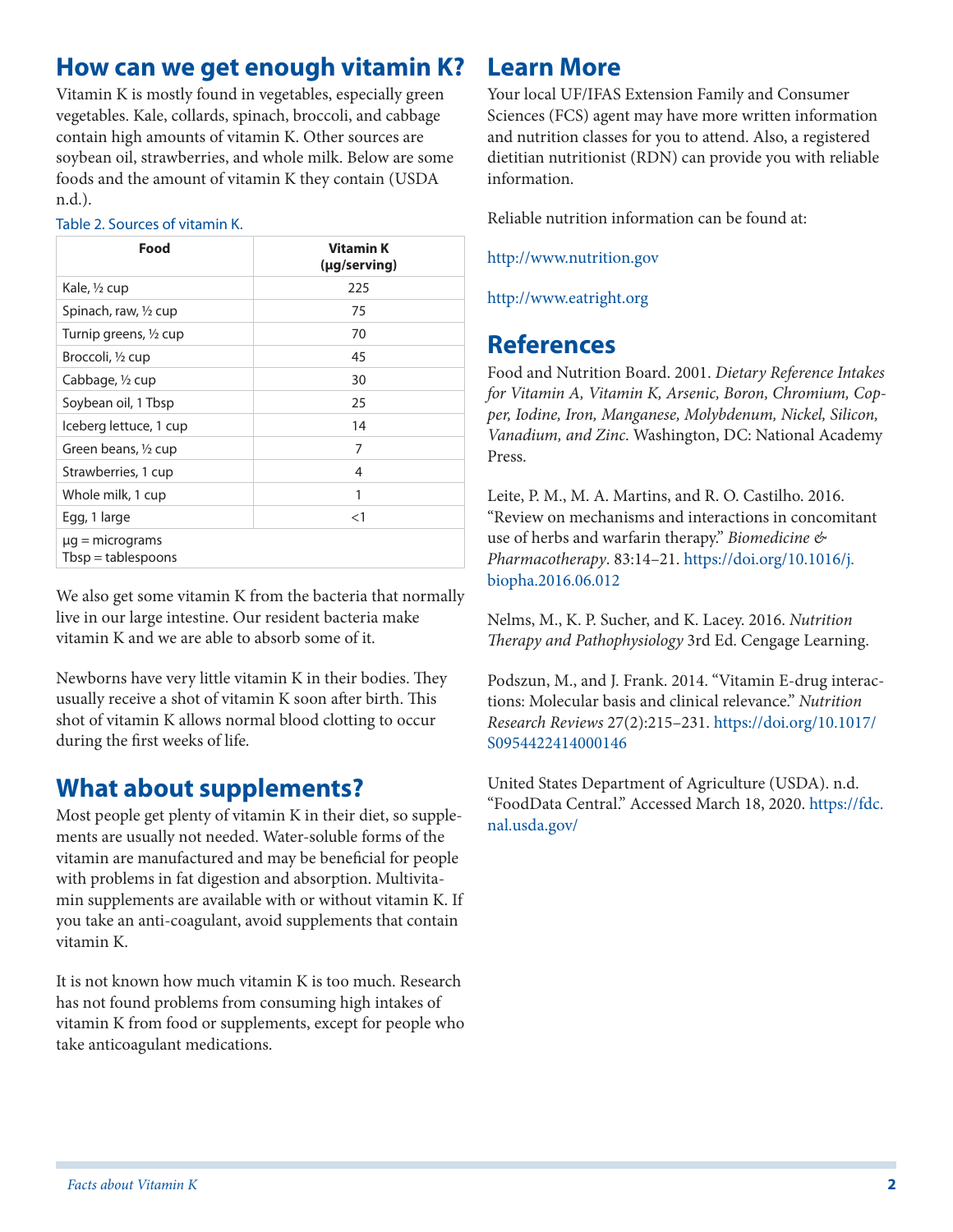## How can we get enough vitamin K?

Vitamin K is mostly found in vegetables, especially green vegetables. Kale, collards, spinach, broccoli, and cabbage contain high amounts of vitamin K. Other sources are soybean oil, strawberries, and whole milk. Below are some foods and the amount of vitamin K they contain (USDA n.d.).

Table 2. Sources of vitamin K.

| Food | Vitamin K (μg/serving) |
|---|---|
| Kale, ½ cup | 225 |
| Spinach, raw, ½ cup | 75 |
| Turnip greens, ½ cup | 70 |
| Broccoli, ½ cup | 45 |
| Cabbage, ½ cup | 30 |
| Soybean oil, 1 Tbsp | 25 |
| Iceberg lettuce, 1 cup | 14 |
| Green beans, ½ cup | 7 |
| Strawberries, 1 cup | 4 |
| Whole milk, 1 cup | 1 |
| Egg, 1 large | <1 |

μg = micrograms
Tbsp = tablespoons

We also get some vitamin K from the bacteria that normally live in our large intestine. Our resident bacteria make vitamin K and we are able to absorb some of it.

Newborns have very little vitamin K in their bodies. They usually receive a shot of vitamin K soon after birth. This shot of vitamin K allows normal blood clotting to occur during the first weeks of life.

## What about supplements?

Most people get plenty of vitamin K in their diet, so supplements are usually not needed. Water-soluble forms of the vitamin are manufactured and may be beneficial for people with problems in fat digestion and absorption. Multivitamin supplements are available with or without vitamin K. If you take an anti-coagulant, avoid supplements that contain vitamin K.

It is not known how much vitamin K is too much. Research has not found problems from consuming high intakes of vitamin K from food or supplements, except for people who take anticoagulant medications.

## Learn More

Your local UF/IFAS Extension Family and Consumer Sciences (FCS) agent may have more written information and nutrition classes for you to attend. Also, a registered dietitian nutritionist (RDN) can provide you with reliable information.

Reliable nutrition information can be found at:

http://www.nutrition.gov

http://www.eatright.org

## References

Food and Nutrition Board. 2001. *Dietary Reference Intakes for Vitamin A, Vitamin K, Arsenic, Boron, Chromium, Copper, Iodine, Iron, Manganese, Molybdenum, Nickel, Silicon, Vanadium, and Zinc*. Washington, DC: National Academy Press.

Leite, P. M., M. A. Martins, and R. O. Castilho. 2016. "Review on mechanisms and interactions in concomitant use of herbs and warfarin therapy." *Biomedicine & Pharmacotherapy*. 83:14–21. https://doi.org/10.1016/j.biopha.2016.06.012

Nelms, M., K. P. Sucher, and K. Lacey. 2016. *Nutrition Therapy and Pathophysiology* 3rd Ed. Cengage Learning.

Podszun, M., and J. Frank. 2014. "Vitamin E-drug interactions: Molecular basis and clinical relevance." *Nutrition Research Reviews* 27(2):215–231. https://doi.org/10.1017/S0954422414000146

United States Department of Agriculture (USDA). n.d. "FoodData Central." Accessed March 18, 2020. https://fdc.nal.usda.gov/